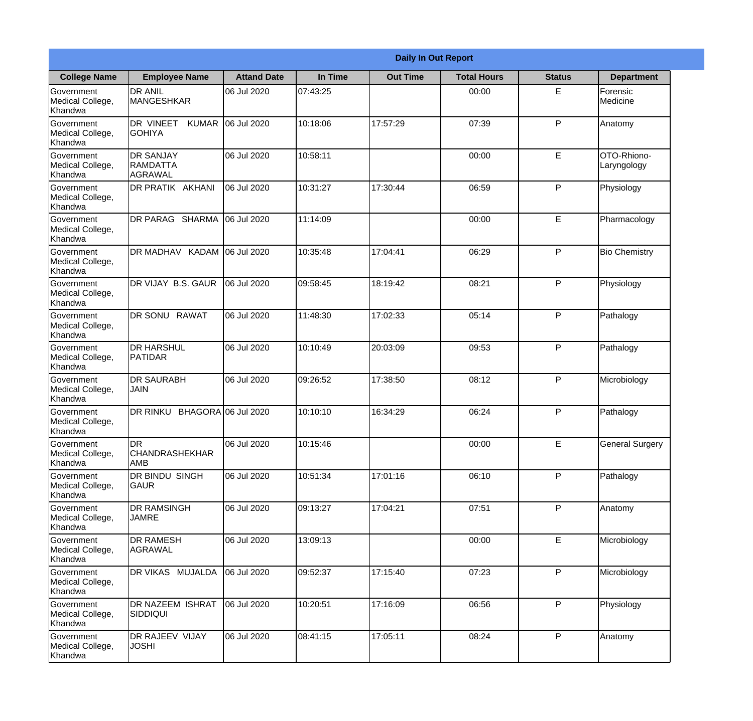**Daily In Out Report**

| College Name | Employee Name | Attand Date | In Time | Out Time | Total Hours | Status | Department |
|---|---|---|---|---|---|---|---|
| Government Medical College, Khandwa | DR ANIL MANGESHKAR | 06 Jul 2020 | 07:43:25 | | 00:00 | E | Forensic Medicine |
| Government Medical College, Khandwa | DR VINEET KUMAR GOHIYA | 06 Jul 2020 | 10:18:06 | 17:57:29 | 07:39 | P | Anatomy |
| Government Medical College, Khandwa | DR SANJAY RAMDATTA AGRAWAL | 06 Jul 2020 | 10:58:11 | | 00:00 | E | OTO-Rhiono-Laryngology |
| Government Medical College, Khandwa | DR PRATIK AKHANI | 06 Jul 2020 | 10:31:27 | 17:30:44 | 06:59 | P | Physiology |
| Government Medical College, Khandwa | DR PARAG SHARMA | 06 Jul 2020 | 11:14:09 | | 00:00 | E | Pharmacology |
| Government Medical College, Khandwa | DR MADHAV KADAM | 06 Jul 2020 | 10:35:48 | 17:04:41 | 06:29 | P | Bio Chemistry |
| Government Medical College, Khandwa | DR VIJAY B.S. GAUR | 06 Jul 2020 | 09:58:45 | 18:19:42 | 08:21 | P | Physiology |
| Government Medical College, Khandwa | DR SONU RAWAT | 06 Jul 2020 | 11:48:30 | 17:02:33 | 05:14 | P | Pathalogy |
| Government Medical College, Khandwa | DR HARSHUL PATIDAR | 06 Jul 2020 | 10:10:49 | 20:03:09 | 09:53 | P | Pathalogy |
| Government Medical College, Khandwa | DR SAURABH JAIN | 06 Jul 2020 | 09:26:52 | 17:38:50 | 08:12 | P | Microbiology |
| Government Medical College, Khandwa | DR RINKU BHAGORA | 06 Jul 2020 | 10:10:10 | 16:34:29 | 06:24 | P | Pathalogy |
| Government Medical College, Khandwa | DR CHANDRASHEKHAR AMB | 06 Jul 2020 | 10:15:46 | | 00:00 | E | General Surgery |
| Government Medical College, Khandwa | DR BINDU SINGH GAUR | 06 Jul 2020 | 10:51:34 | 17:01:16 | 06:10 | P | Pathalogy |
| Government Medical College, Khandwa | DR RAMSINGH JAMRE | 06 Jul 2020 | 09:13:27 | 17:04:21 | 07:51 | P | Anatomy |
| Government Medical College, Khandwa | DR RAMESH AGRAWAL | 06 Jul 2020 | 13:09:13 | | 00:00 | E | Microbiology |
| Government Medical College, Khandwa | DR VIKAS MUJALDA | 06 Jul 2020 | 09:52:37 | 17:15:40 | 07:23 | P | Microbiology |
| Government Medical College, Khandwa | DR NAZEEM ISHRAT SIDDIQUI | 06 Jul 2020 | 10:20:51 | 17:16:09 | 06:56 | P | Physiology |
| Government Medical College, Khandwa | DR RAJEEV VIJAY JOSHI | 06 Jul 2020 | 08:41:15 | 17:05:11 | 08:24 | P | Anatomy |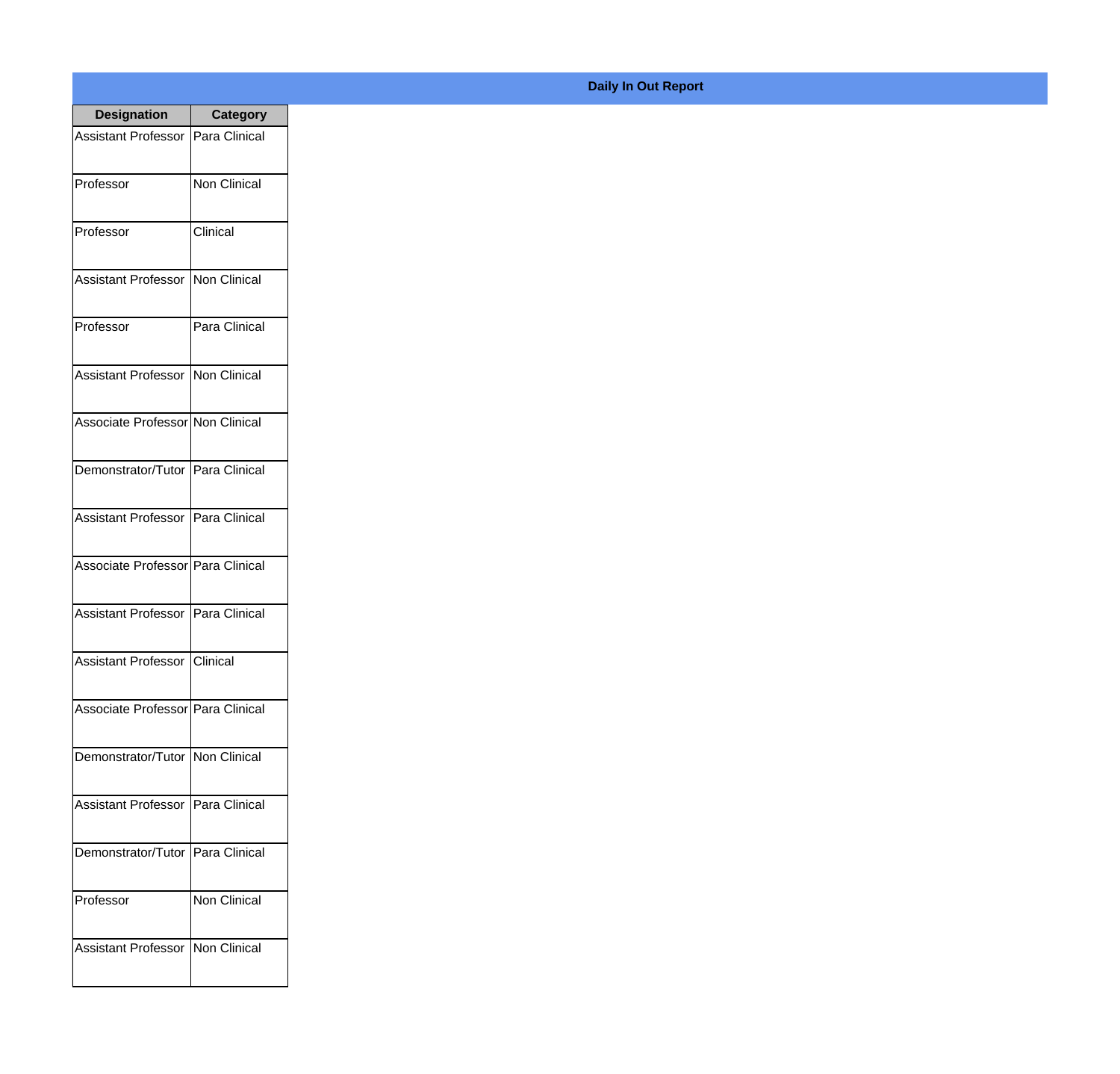**Daily In Out Report**

| Designation | Category |
|---|---|
| Assistant Professor | Para Clinical |
| Professor | Non Clinical |
| Professor | Clinical |
| Assistant Professor | Non Clinical |
| Professor | Para Clinical |
| Assistant Professor | Non Clinical |
| Associate Professor | Non Clinical |
| Demonstrator/Tutor | Para Clinical |
| Assistant Professor | Para Clinical |
| Associate Professor | Para Clinical |
| Assistant Professor | Para Clinical |
| Assistant Professor | Clinical |
| Associate Professor | Para Clinical |
| Demonstrator/Tutor | Non Clinical |
| Assistant Professor | Para Clinical |
| Demonstrator/Tutor | Para Clinical |
| Professor | Non Clinical |
| Assistant Professor | Non Clinical |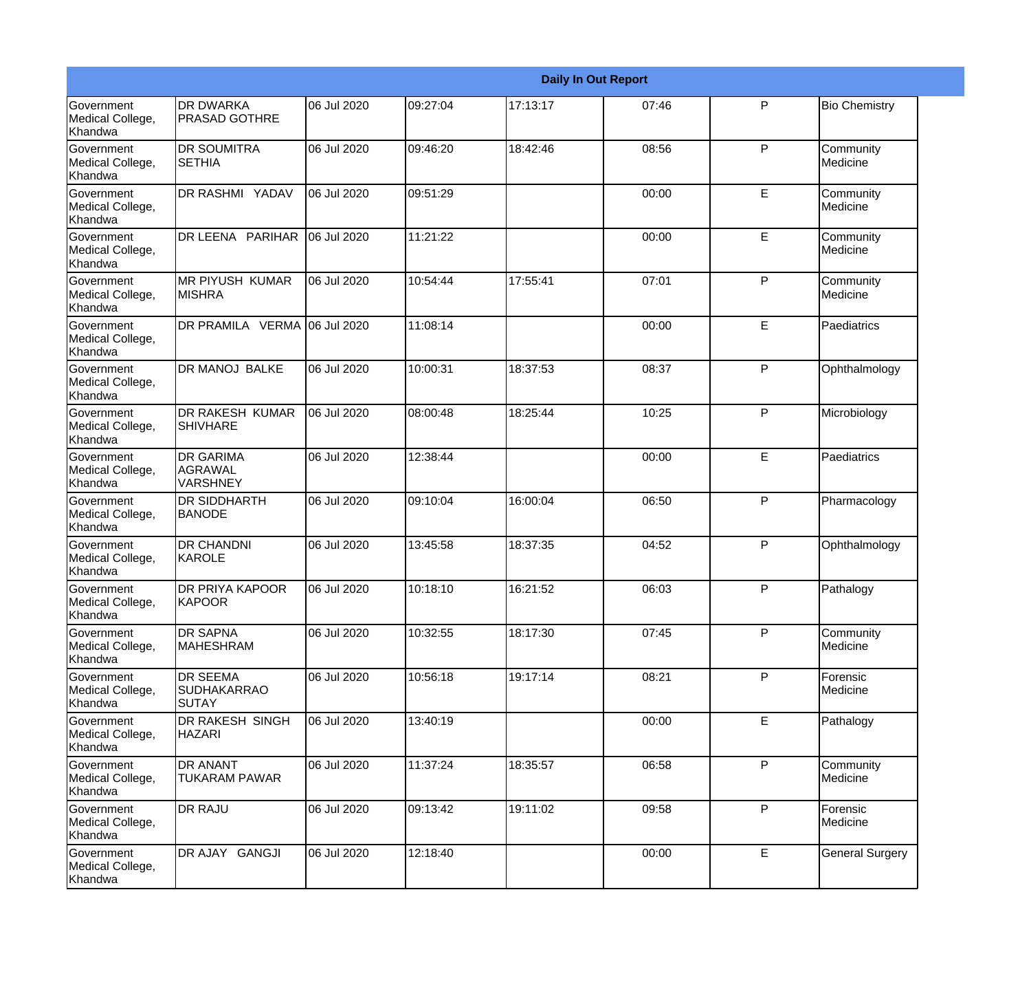| Daily In Out Report | | | | | | | |
|---|---|---|---|---|---|---|---|
| Government Medical College, Khandwa | DR DWARKA PRASAD GOTHRE | 06 Jul 2020 | 09:27:04 | 17:13:17 | 07:46 | P | Bio Chemistry |
| Government Medical College, Khandwa | DR SOUMITRA SETHIA | 06 Jul 2020 | 09:46:20 | 18:42:46 | 08:56 | P | Community Medicine |
| Government Medical College, Khandwa | DR RASHMI YADAV | 06 Jul 2020 | 09:51:29 | | 00:00 | E | Community Medicine |
| Government Medical College, Khandwa | DR LEENA PARIHAR | 06 Jul 2020 | 11:21:22 | | 00:00 | E | Community Medicine |
| Government Medical College, Khandwa | MR PIYUSH KUMAR MISHRA | 06 Jul 2020 | 10:54:44 | 17:55:41 | 07:01 | P | Community Medicine |
| Government Medical College, Khandwa | DR PRAMILA VERMA | 06 Jul 2020 | 11:08:14 | | 00:00 | E | Paediatrics |
| Government Medical College, Khandwa | DR MANOJ BALKE | 06 Jul 2020 | 10:00:31 | 18:37:53 | 08:37 | P | Ophthalmology |
| Government Medical College, Khandwa | DR RAKESH KUMAR SHIVHARE | 06 Jul 2020 | 08:00:48 | 18:25:44 | 10:25 | P | Microbiology |
| Government Medical College, Khandwa | DR GARIMA AGRAWAL VARSHNEY | 06 Jul 2020 | 12:38:44 | | 00:00 | E | Paediatrics |
| Government Medical College, Khandwa | DR SIDDHARTH BANODE | 06 Jul 2020 | 09:10:04 | 16:00:04 | 06:50 | P | Pharmacology |
| Government Medical College, Khandwa | DR CHANDNI KAROLE | 06 Jul 2020 | 13:45:58 | 18:37:35 | 04:52 | P | Ophthalmology |
| Government Medical College, Khandwa | DR PRIYA KAPOOR KAPOOR | 06 Jul 2020 | 10:18:10 | 16:21:52 | 06:03 | P | Pathalogy |
| Government Medical College, Khandwa | DR SAPNA MAHESHRAM | 06 Jul 2020 | 10:32:55 | 18:17:30 | 07:45 | P | Community Medicine |
| Government Medical College, Khandwa | DR SEEMA SUDHAKARRAO SUTAY | 06 Jul 2020 | 10:56:18 | 19:17:14 | 08:21 | P | Forensic Medicine |
| Government Medical College, Khandwa | DR RAKESH SINGH HAZARI | 06 Jul 2020 | 13:40:19 | | 00:00 | E | Pathalogy |
| Government Medical College, Khandwa | DR ANANT TUKARAM PAWAR | 06 Jul 2020 | 11:37:24 | 18:35:57 | 06:58 | P | Community Medicine |
| Government Medical College, Khandwa | DR RAJU | 06 Jul 2020 | 09:13:42 | 19:11:02 | 09:58 | P | Forensic Medicine |
| Government Medical College, Khandwa | DR AJAY GANGJI | 06 Jul 2020 | 12:18:40 | | 00:00 | E | General Surgery |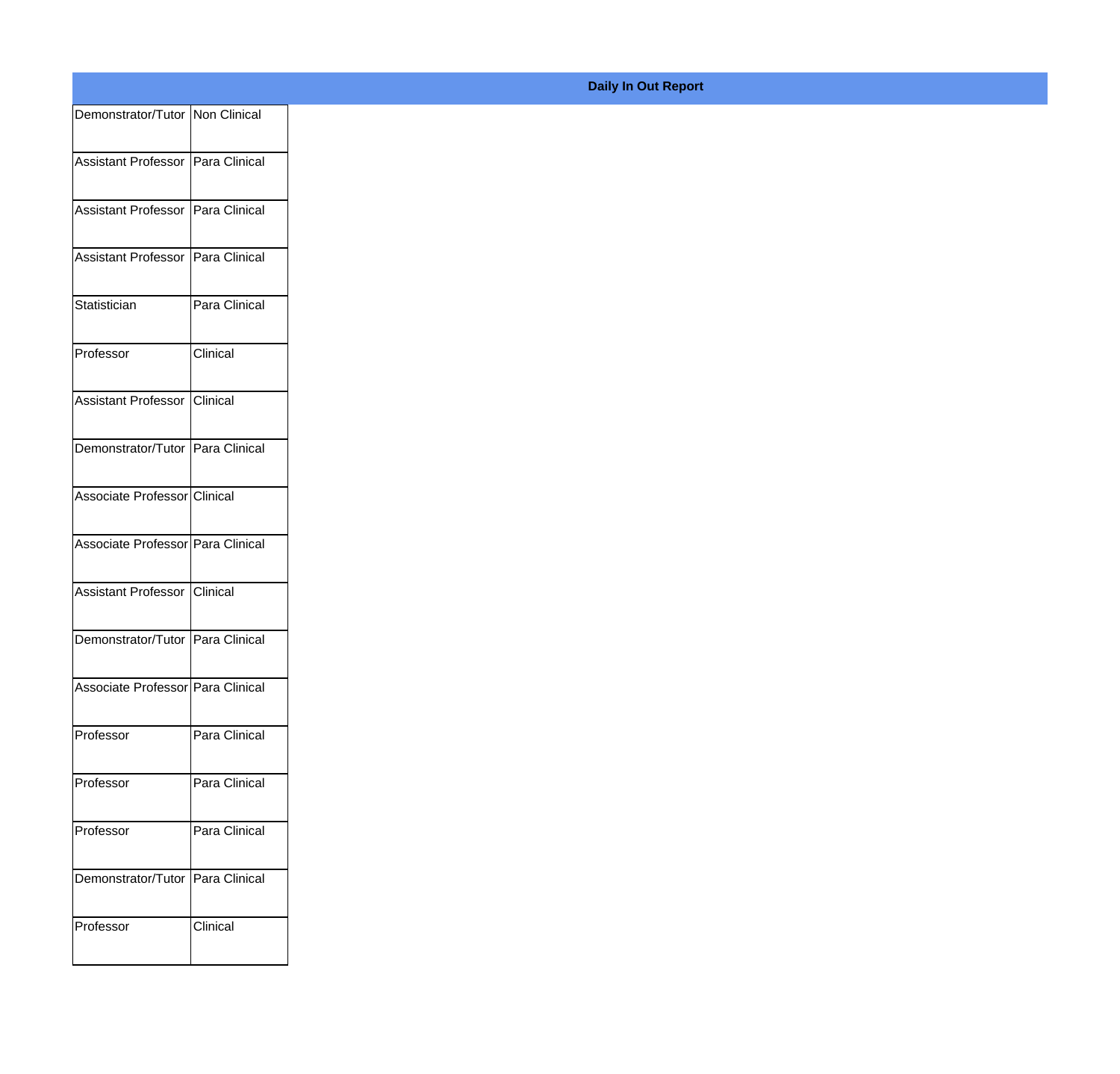**Daily In Out Report**

| | |
|---|---|
| Demonstrator/Tutor | Non Clinical |
| Assistant Professor | Para Clinical |
| Assistant Professor | Para Clinical |
| Assistant Professor | Para Clinical |
| Statistician | Para Clinical |
| Professor | Clinical |
| Assistant Professor | Clinical |
| Demonstrator/Tutor | Para Clinical |
| Associate Professor | Clinical |
| Associate Professor | Para Clinical |
| Assistant Professor | Clinical |
| Demonstrator/Tutor | Para Clinical |
| Associate Professor | Para Clinical |
| Professor | Para Clinical |
| Professor | Para Clinical |
| Professor | Para Clinical |
| Demonstrator/Tutor | Para Clinical |
| Professor | Clinical |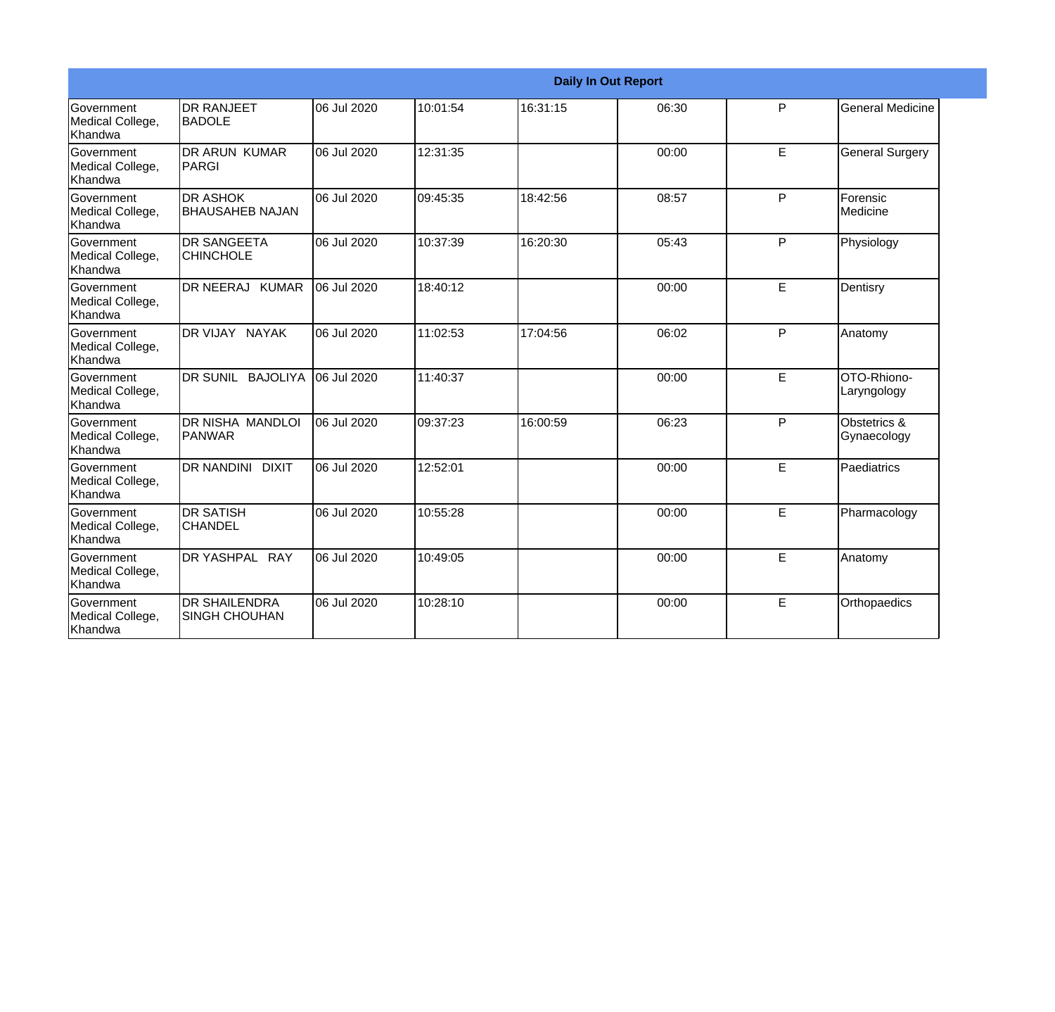| Daily In Out Report | | | | | | | |
|---|---|---|---|---|---|---|---|
| Government Medical College, Khandwa | DR RANJEET BADOLE | 06 Jul 2020 | 10:01:54 | 16:31:15 | 06:30 | P | General Medicine |
| Government Medical College, Khandwa | DR ARUN KUMAR PARGI | 06 Jul 2020 | 12:31:35 | | 00:00 | E | General Surgery |
| Government Medical College, Khandwa | DR ASHOK BHAUSAHEB NAJAN | 06 Jul 2020 | 09:45:35 | 18:42:56 | 08:57 | P | Forensic Medicine |
| Government Medical College, Khandwa | DR SANGEETA CHINCHOLE | 06 Jul 2020 | 10:37:39 | 16:20:30 | 05:43 | P | Physiology |
| Government Medical College, Khandwa | DR NEERAJ KUMAR | 06 Jul 2020 | 18:40:12 | | 00:00 | E | Dentisry |
| Government Medical College, Khandwa | DR VIJAY NAYAK | 06 Jul 2020 | 11:02:53 | 17:04:56 | 06:02 | P | Anatomy |
| Government Medical College, Khandwa | DR SUNIL BAJOLIYA | 06 Jul 2020 | 11:40:37 | | 00:00 | E | OTO-Rhiono-Laryngology |
| Government Medical College, Khandwa | DR NISHA MANDLOI PANWAR | 06 Jul 2020 | 09:37:23 | 16:00:59 | 06:23 | P | Obstetrics & Gynaecology |
| Government Medical College, Khandwa | DR NANDINI DIXIT | 06 Jul 2020 | 12:52:01 | | 00:00 | E | Paediatrics |
| Government Medical College, Khandwa | DR SATISH CHANDEL | 06 Jul 2020 | 10:55:28 | | 00:00 | E | Pharmacology |
| Government Medical College, Khandwa | DR YASHPAL RAY | 06 Jul 2020 | 10:49:05 | | 00:00 | E | Anatomy |
| Government Medical College, Khandwa | DR SHAILENDRA SINGH CHOUHAN | 06 Jul 2020 | 10:28:10 | | 00:00 | E | Orthopaedics |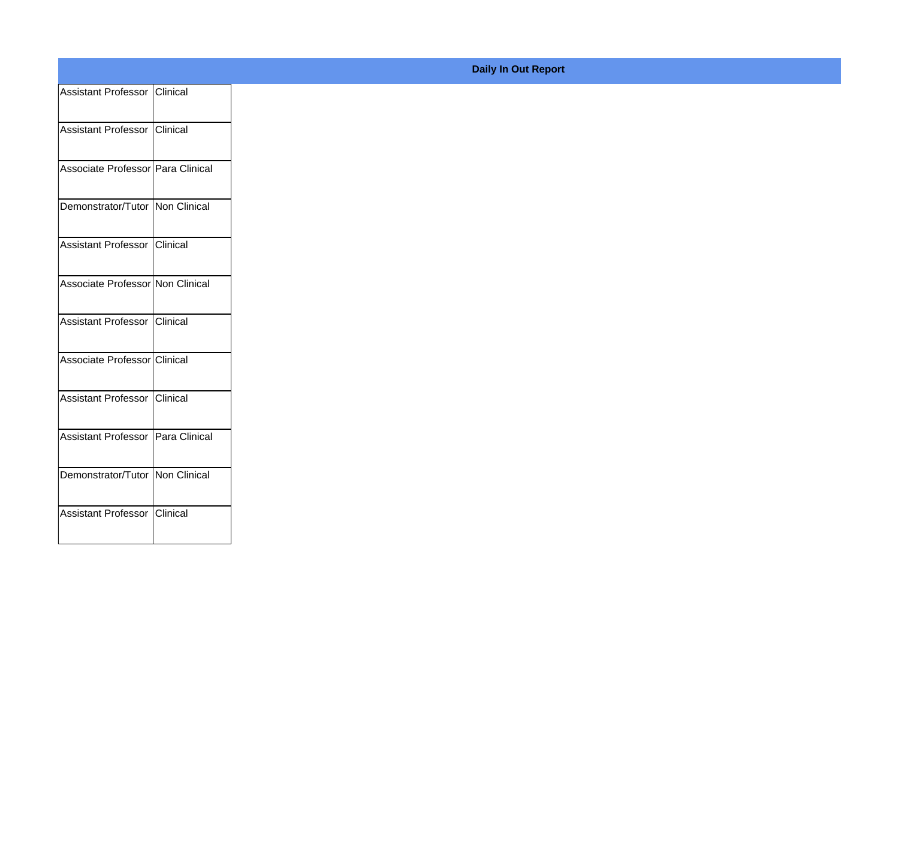**Daily In Out Report**

| | |
|---|---|
| Assistant Professor | Clinical |
| Assistant Professor | Clinical |
| Associate Professor | Para Clinical |
| Demonstrator/Tutor | Non Clinical |
| Assistant Professor | Clinical |
| Associate Professor | Non Clinical |
| Assistant Professor | Clinical |
| Associate Professor | Clinical |
| Assistant Professor | Clinical |
| Assistant Professor | Para Clinical |
| Demonstrator/Tutor | Non Clinical |
| Assistant Professor | Clinical |